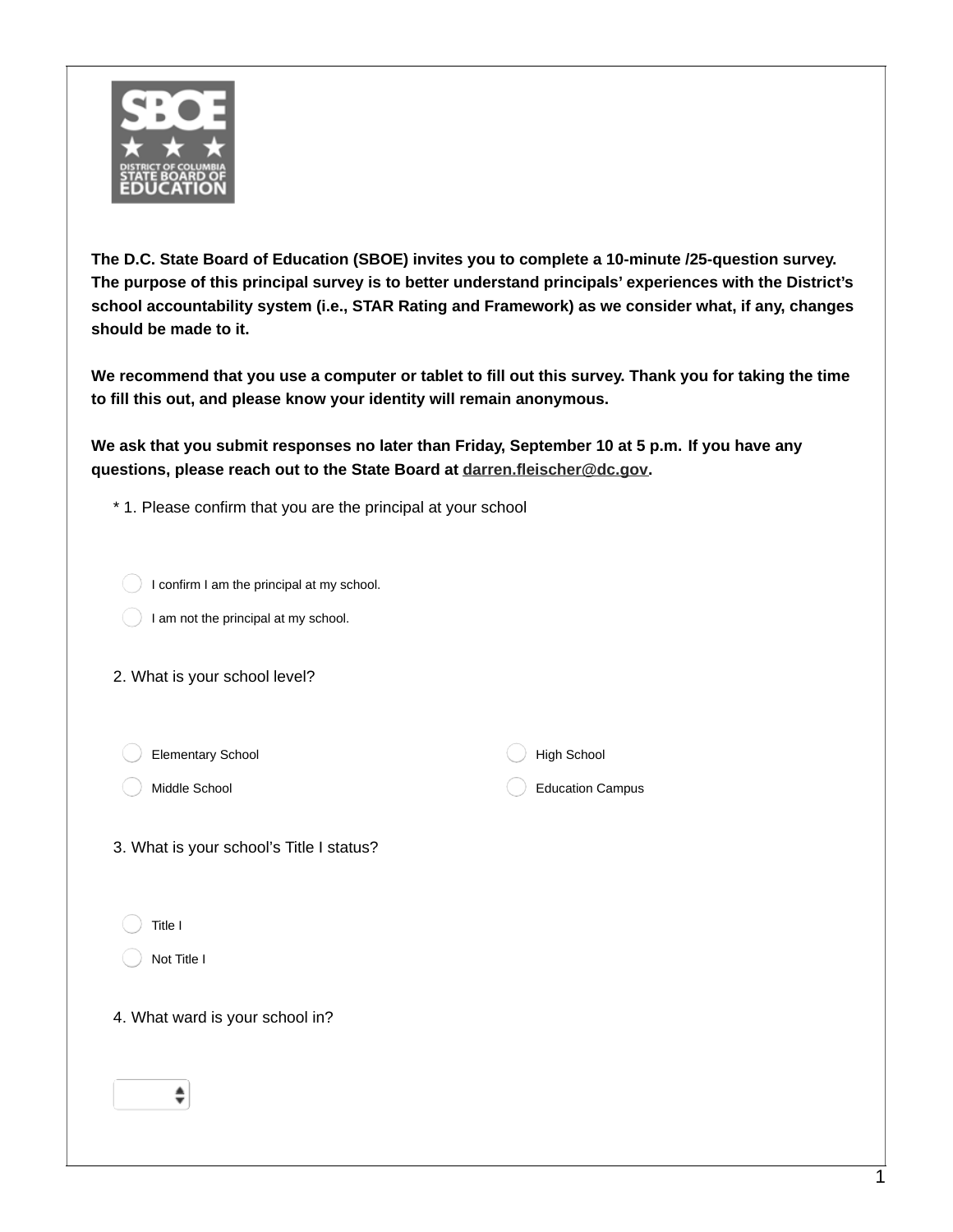**The D.C. State Board of Education (SBOE) invites you to complete a 10-minute /25-question survey. The purpose of this principal survey is to better understand principals' experiences with the District's school accountability system (i.e., STAR Rating and Framework) as we consider what, if any, changes should be made to it.**

**We recommend that you use a computer or tablet to fill out this survey. Thank you for taking the time to fill this out, and please know your identity will remain anonymous.**

**We ask that you submit responses no later than Friday, September 10 at 5 p.m. If you have any questions, please reach out to the State Board at darren.fleischer@dc.gov.**

\* 1. Please confirm that you are the principal at your school

- I confirm I am the principal at my school.
- I am not the principal at my school.

2. What is your school level?

- Elementary School
- Middle School
- High School
- Education Campus

3. What is your school's Title I status?

- Title I
- Not Title I

4. What ward is your school in?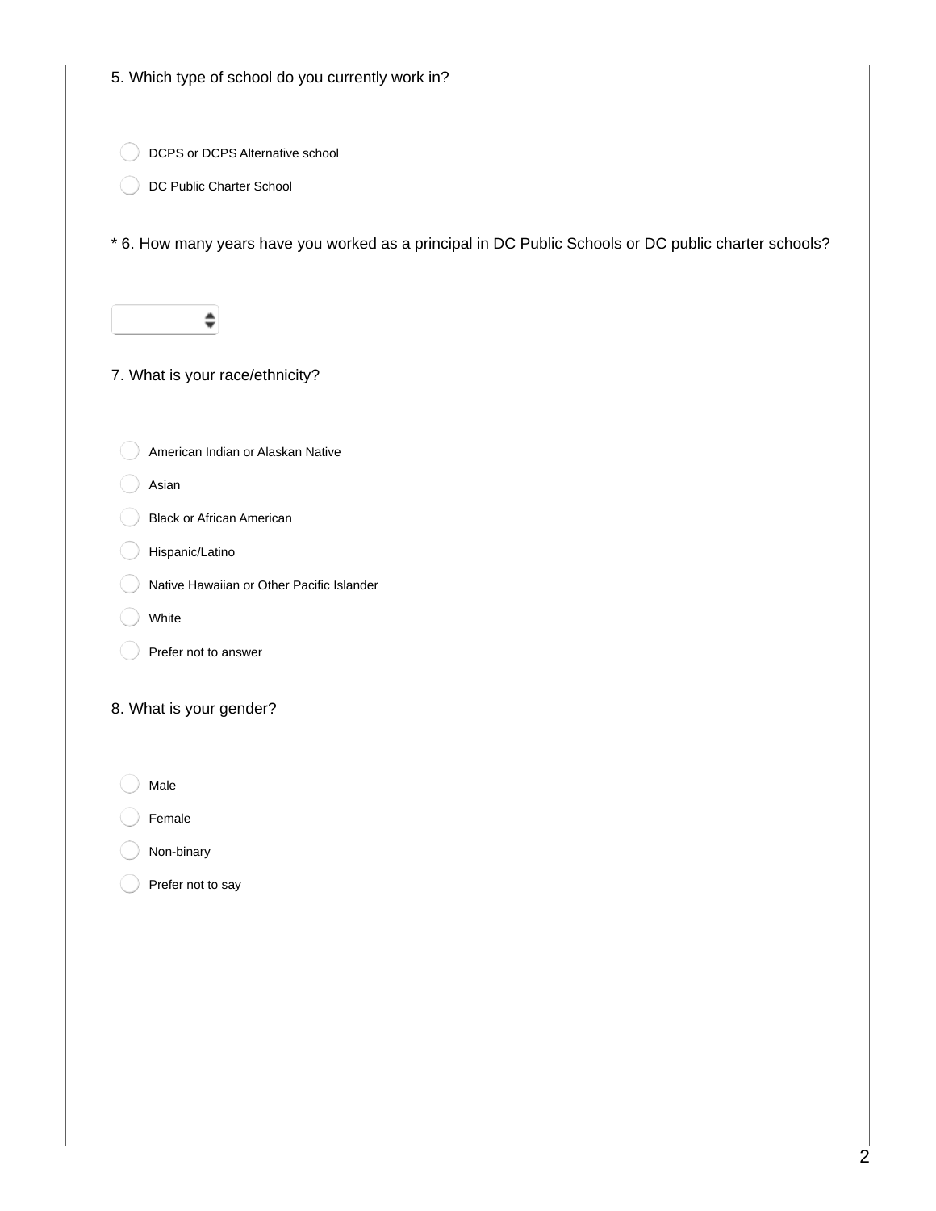5. Which type of school do you currently work in?

- DCPS or DCPS Alternative school
- DC Public Charter School

* 6. How many years have you worked as a principal in DC Public Schools or DC public charter schools?

7. What is your race/ethnicity?

- American Indian or Alaskan Native
- Asian
- Black or African American
- Hispanic/Latino
- Native Hawaiian or Other Pacific Islander
- White
- Prefer not to answer

8. What is your gender?

- Male
- Female
- Non-binary
- Prefer not to say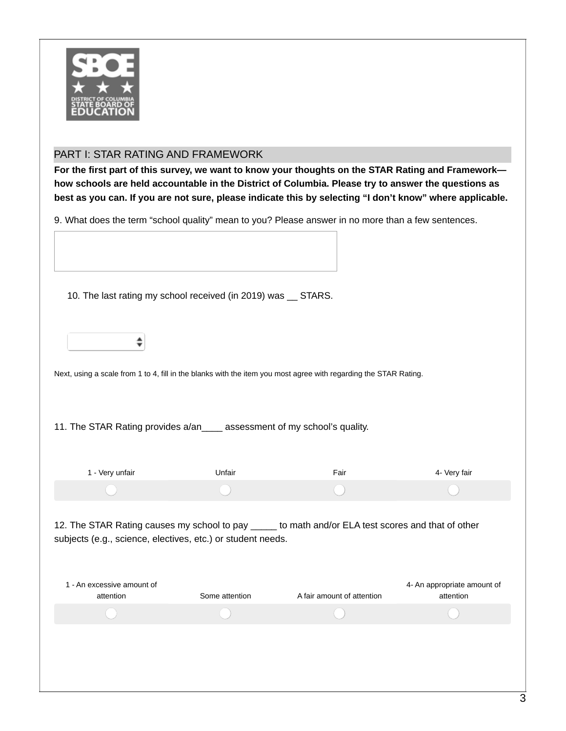## PART I: STAR RATING AND FRAMEWORK

**For the first part of this survey, we want to know your thoughts on the STAR Rating and Framework—how schools are held accountable in the District of Columbia. Please try to answer the questions as best as you can. If you are not sure, please indicate this by selecting "I don't know" where applicable.**

9. What does the term "school quality" mean to you? Please answer in no more than a few sentences.

10. The last rating my school received (in 2019) was __ STARS.

Next, using a scale from 1 to 4, fill in the blanks with the item you most agree with regarding the STAR Rating.

11. The STAR Rating provides a/an____ assessment of my school's quality.

| 1 - Very unfair | Unfair | Fair | 4- Very fair |
|---|---|---|---|
| ○ | ○ | ○ | ○ |

12. The STAR Rating causes my school to pay _____ to math and/or ELA test scores and that of other subjects (e.g., science, electives, etc.) or student needs.

| 1 - An excessive amount of attention | Some attention | A fair amount of attention | 4- An appropriate amount of attention |
|---|---|---|---|
| ○ | ○ | ○ | ○ |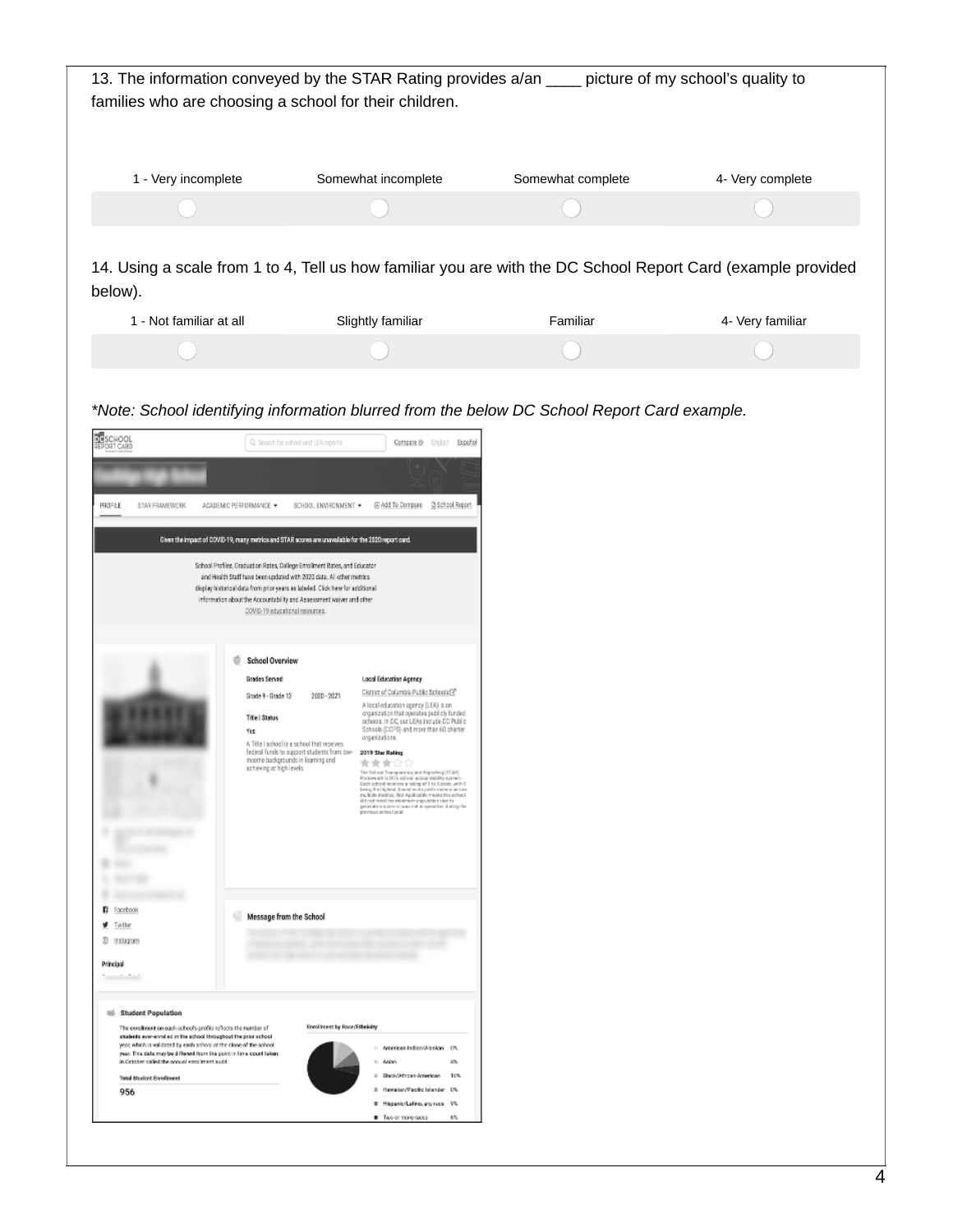13. The information conveyed by the STAR Rating provides a/an ____ picture of my school's quality to families who are choosing a school for their children.

| 1 - Very incomplete | Somewhat incomplete | Somewhat complete | 4- Very complete |
| --- | --- | --- | --- |
| ○ | ○ | ○ | ○ |

14. Using a scale from 1 to 4, Tell us how familiar you are with the DC School Report Card (example provided below).

| 1 - Not familiar at all | Slightly familiar | Familiar | 4- Very familiar |
| --- | --- | --- | --- |
| ○ | ○ | ○ | ○ |

*\*Note: School identifying information blurred from the below DC School Report Card example.*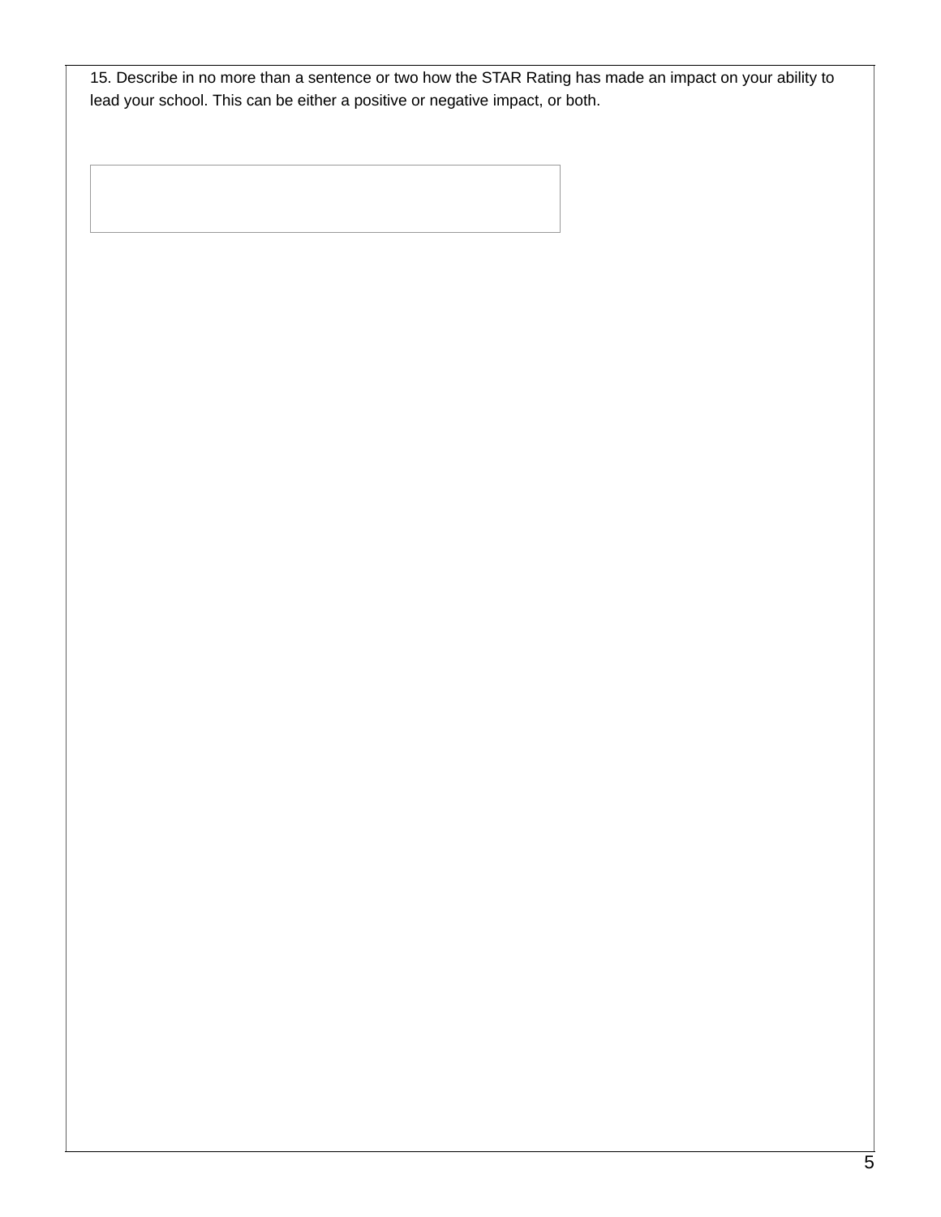15. Describe in no more than a sentence or two how the STAR Rating has made an impact on your ability to lead your school. This can be either a positive or negative impact, or both.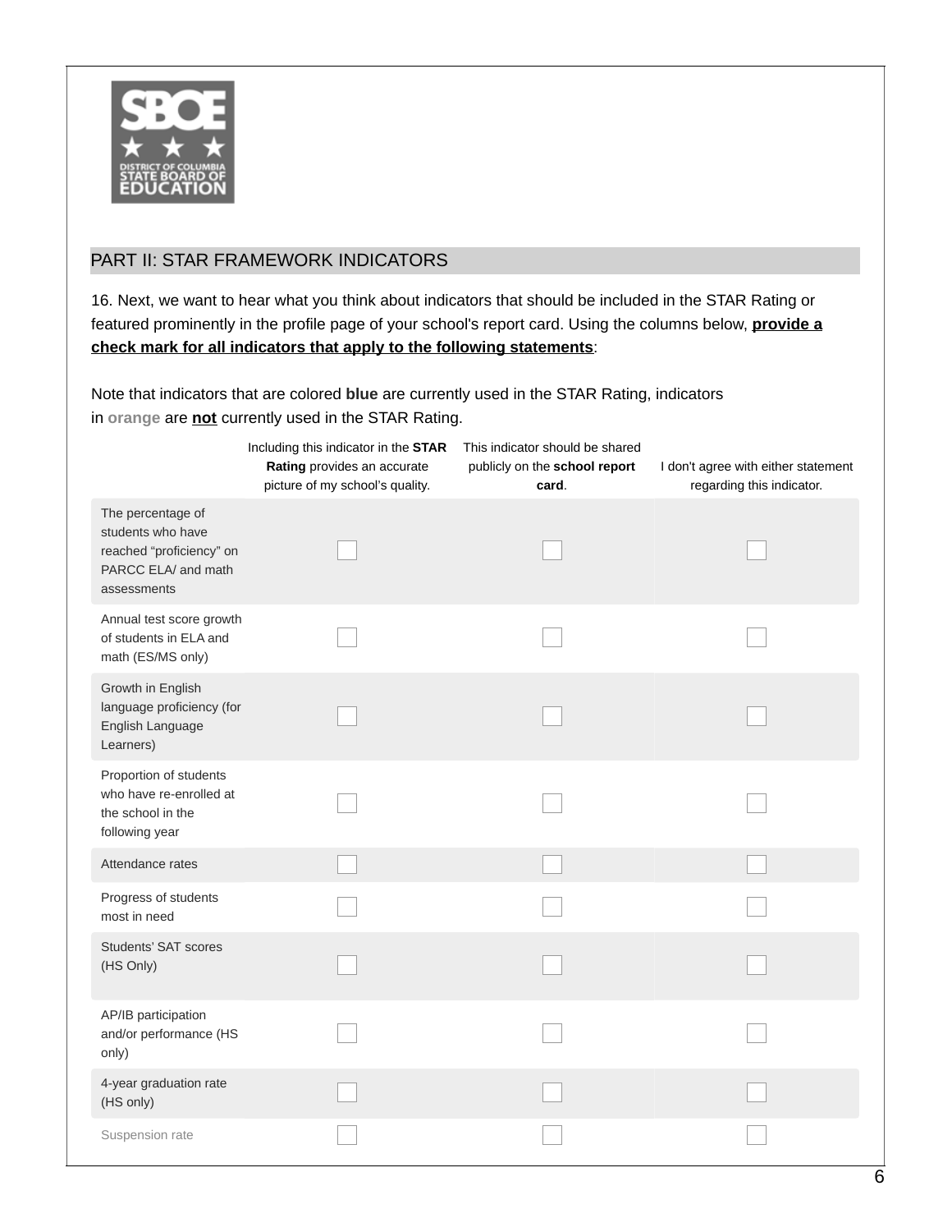## PART II: STAR FRAMEWORK INDICATORS

16. Next, we want to hear what you think about indicators that should be included in the STAR Rating or featured prominently in the profile page of your school's report card. Using the columns below, **provide a check mark for all indicators that apply to the following statements**:

Note that indicators that are colored **blue** are currently used in the STAR Rating, indicators in **orange** are **not** currently used in the STAR Rating.

| | Including this indicator in the **STAR Rating** provides an accurate picture of my school's quality. | This indicator should be shared publicly on the **school report card**. | I don't agree with either statement regarding this indicator. |
|---|---|---|---|
| The percentage of students who have reached "proficiency" on PARCC ELA/ and math assessments | ☐ | ☐ | ☐ |
| Annual test score growth of students in ELA and math (ES/MS only) | ☐ | ☐ | ☐ |
| Growth in English language proficiency (for English Language Learners) | ☐ | ☐ | ☐ |
| Proportion of students who have re-enrolled at the school in the following year | ☐ | ☐ | ☐ |
| Attendance rates | ☐ | ☐ | ☐ |
| Progress of students most in need | ☐ | ☐ | ☐ |
| Students' SAT scores (HS Only) | ☐ | ☐ | ☐ |
| AP/IB participation and/or performance (HS only) | ☐ | ☐ | ☐ |
| 4-year graduation rate (HS only) | ☐ | ☐ | ☐ |
| Suspension rate | ☐ | ☐ | ☐ |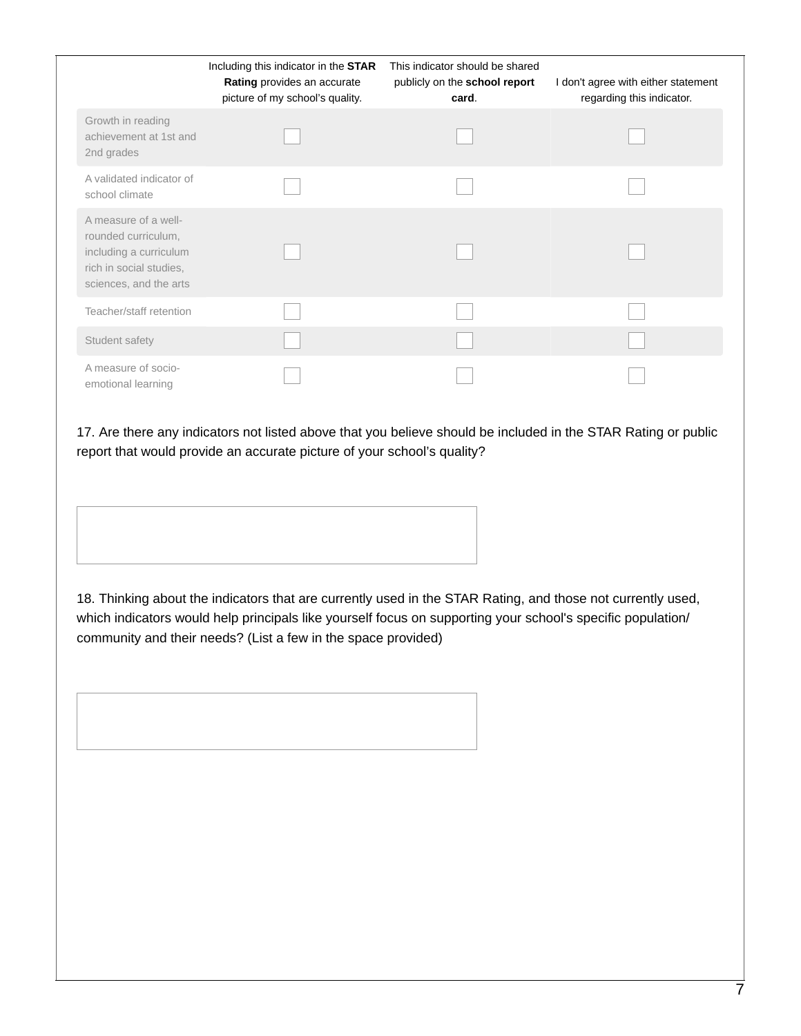| | Including this indicator in the **STAR Rating** provides an accurate picture of my school's quality. | This indicator should be shared publicly on the **school report card**. | I don't agree with either statement regarding this indicator. |
|---|---|---|---|
| Growth in reading achievement at 1st and 2nd grades | ☐ | ☐ | ☐ |
| A validated indicator of school climate | ☐ | ☐ | ☐ |
| A measure of a well-rounded curriculum, including a curriculum rich in social studies, sciences, and the arts | ☐ | ☐ | ☐ |
| Teacher/staff retention | ☐ | ☐ | ☐ |
| Student safety | ☐ | ☐ | ☐ |
| A measure of socio-emotional learning | ☐ | ☐ | ☐ |

17. Are there any indicators not listed above that you believe should be included in the STAR Rating or public report that would provide an accurate picture of your school's quality?

18. Thinking about the indicators that are currently used in the STAR Rating, and those not currently used, which indicators would help principals like yourself focus on supporting your school's specific population/ community and their needs? (List a few in the space provided)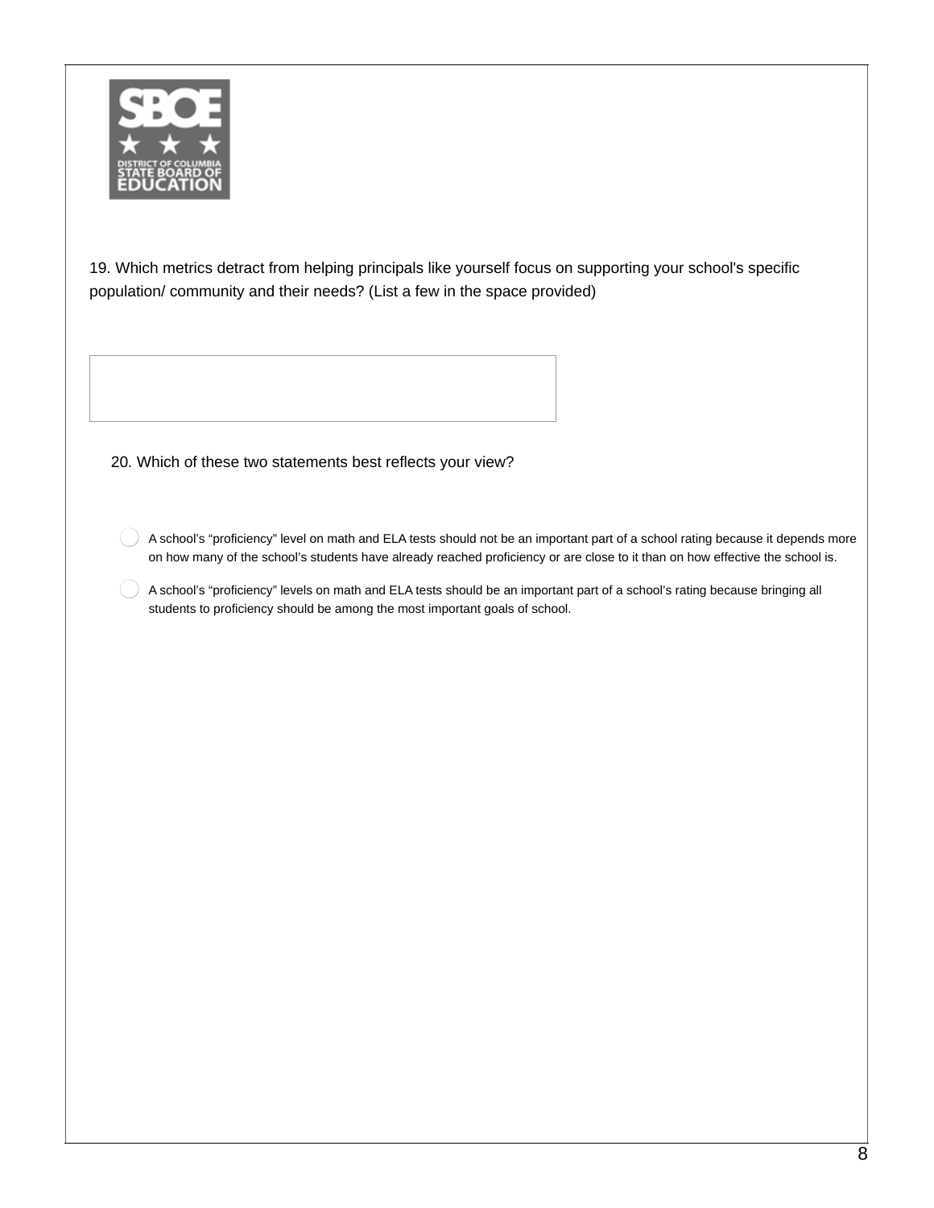19. Which metrics detract from helping principals like yourself focus on supporting your school's specific population/ community and their needs? (List a few in the space provided)

20. Which of these two statements best reflects your view?

- ◯ A school's "proficiency" level on math and ELA tests should not be an important part of a school rating because it depends more on how many of the school's students have already reached proficiency or are close to it than on how effective the school is.
- ◯ A school's "proficiency" levels on math and ELA tests should be an important part of a school's rating because bringing all students to proficiency should be among the most important goals of school.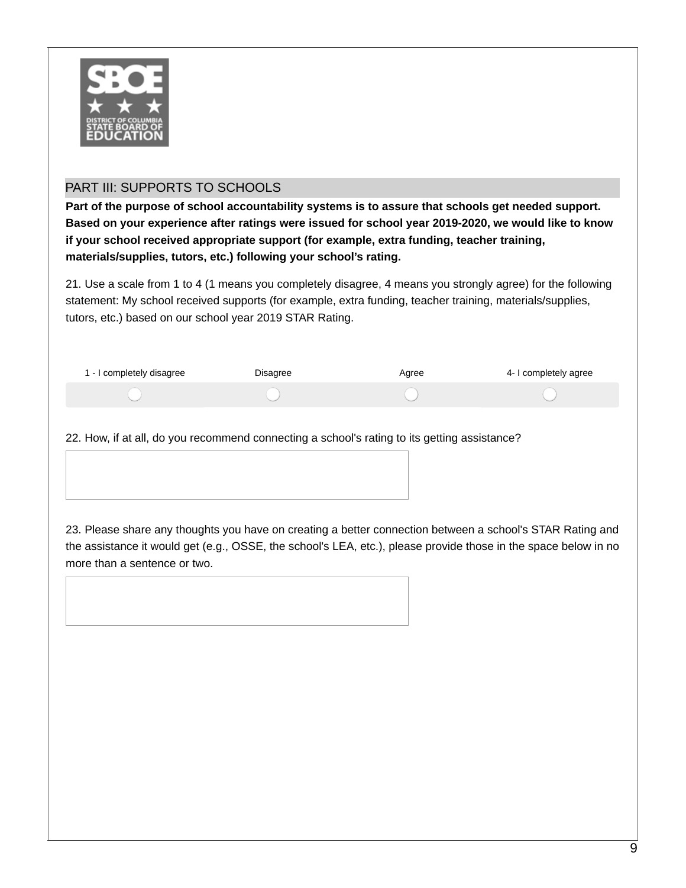## PART III: SUPPORTS TO SCHOOLS

**Part of the purpose of school accountability systems is to assure that schools get needed support. Based on your experience after ratings were issued for school year 2019-2020, we would like to know if your school received appropriate support (for example, extra funding, teacher training, materials/supplies, tutors, etc.) following your school's rating.**

21. Use a scale from 1 to 4 (1 means you completely disagree, 4 means you strongly agree) for the following statement: My school received supports (for example, extra funding, teacher training, materials/supplies, tutors, etc.) based on our school year 2019 STAR Rating.

| 1 - I completely disagree | Disagree | Agree | 4- I completely agree |
|---|---|---|---|
| ○ | ○ | ○ | ○ |

22. How, if at all, do you recommend connecting a school's rating to its getting assistance?

23. Please share any thoughts you have on creating a better connection between a school's STAR Rating and the assistance it would get (e.g., OSSE, the school's LEA, etc.), please provide those in the space below in no more than a sentence or two.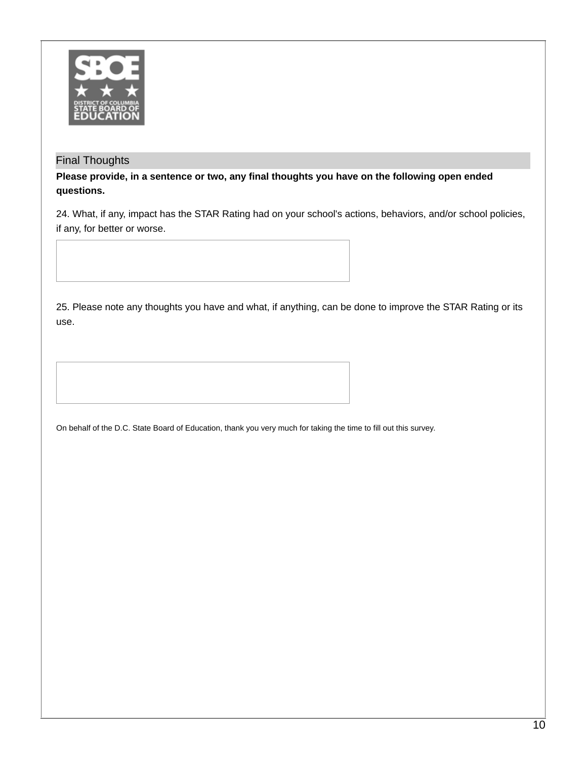## Final Thoughts

**Please provide, in a sentence or two, any final thoughts you have on the following open ended questions.**

24. What, if any, impact has the STAR Rating had on your school's actions, behaviors, and/or school policies, if any, for better or worse.

25. Please note any thoughts you have and what, if anything, can be done to improve the STAR Rating or its use.

On behalf of the D.C. State Board of Education, thank you very much for taking the time to fill out this survey.